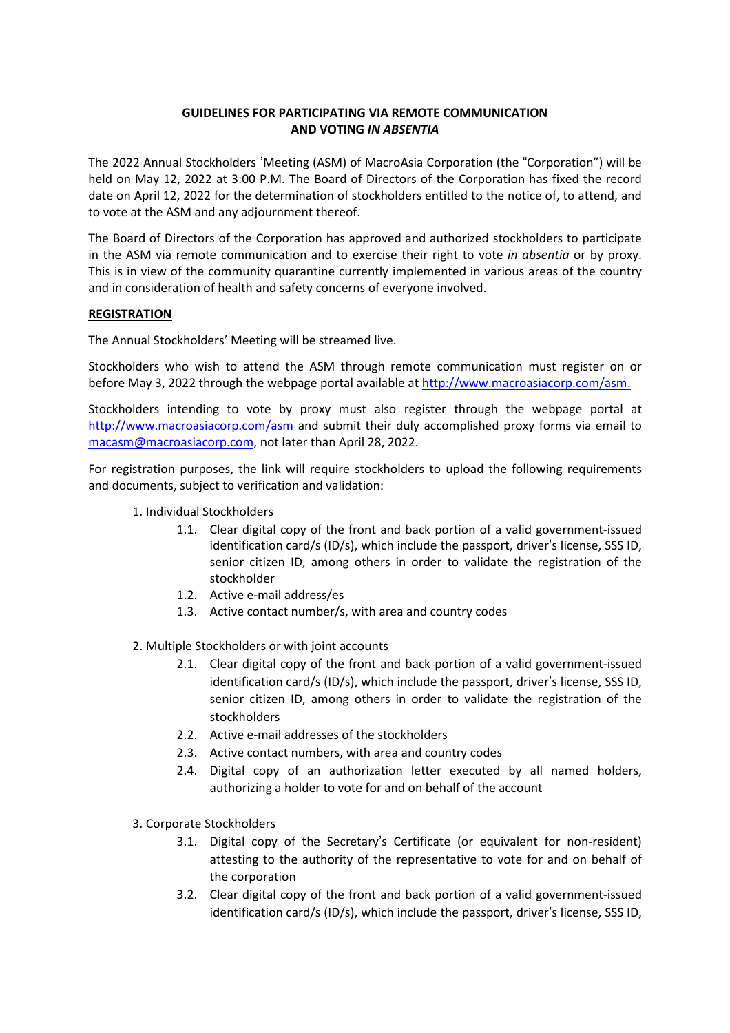# GUIDELINES FOR PARTICIPATING VIA REMOTE COMMUNICATION AND VOTING *IN ABSENTIA*

The 2022 Annual Stockholders 'Meeting (ASM) of MacroAsia Corporation (the "Corporation") will be held on May 12, 2022 at 3:00 P.M. The Board of Directors of the Corporation has fixed the record date on April 12, 2022 for the determination of stockholders entitled to the notice of, to attend, and to vote at the ASM and any adjournment thereof.

The Board of Directors of the Corporation has approved and authorized stockholders to participate in the ASM via remote communication and to exercise their right to vote *in absentia* or by proxy. This is in view of the community quarantine currently implemented in various areas of the country and in consideration of health and safety concerns of everyone involved.

## REGISTRATION

The Annual Stockholders' Meeting will be streamed live.

Stockholders who wish to attend the ASM through remote communication must register on or before May 3, 2022 through the webpage portal available at http://www.macroasiacorp.com/asm.

Stockholders intending to vote by proxy must also register through the webpage portal at http://www.macroasiacorp.com/asm and submit their duly accomplished proxy forms via email to macasm@macroasiacorp.com, not later than April 28, 2022.

For registration purposes, the link will require stockholders to upload the following requirements and documents, subject to verification and validation:

1. Individual Stockholders
   - 1.1. Clear digital copy of the front and back portion of a valid government-issued identification card/s (ID/s), which include the passport, driver's license, SSS ID, senior citizen ID, among others in order to validate the registration of the stockholder
   - 1.2. Active e-mail address/es
   - 1.3. Active contact number/s, with area and country codes

2. Multiple Stockholders or with joint accounts
   - 2.1. Clear digital copy of the front and back portion of a valid government-issued identification card/s (ID/s), which include the passport, driver's license, SSS ID, senior citizen ID, among others in order to validate the registration of the stockholders
   - 2.2. Active e-mail addresses of the stockholders
   - 2.3. Active contact numbers, with area and country codes
   - 2.4. Digital copy of an authorization letter executed by all named holders, authorizing a holder to vote for and on behalf of the account

3. Corporate Stockholders
   - 3.1. Digital copy of the Secretary's Certificate (or equivalent for non-resident) attesting to the authority of the representative to vote for and on behalf of the corporation
   - 3.2. Clear digital copy of the front and back portion of a valid government-issued identification card/s (ID/s), which include the passport, driver's license, SSS ID,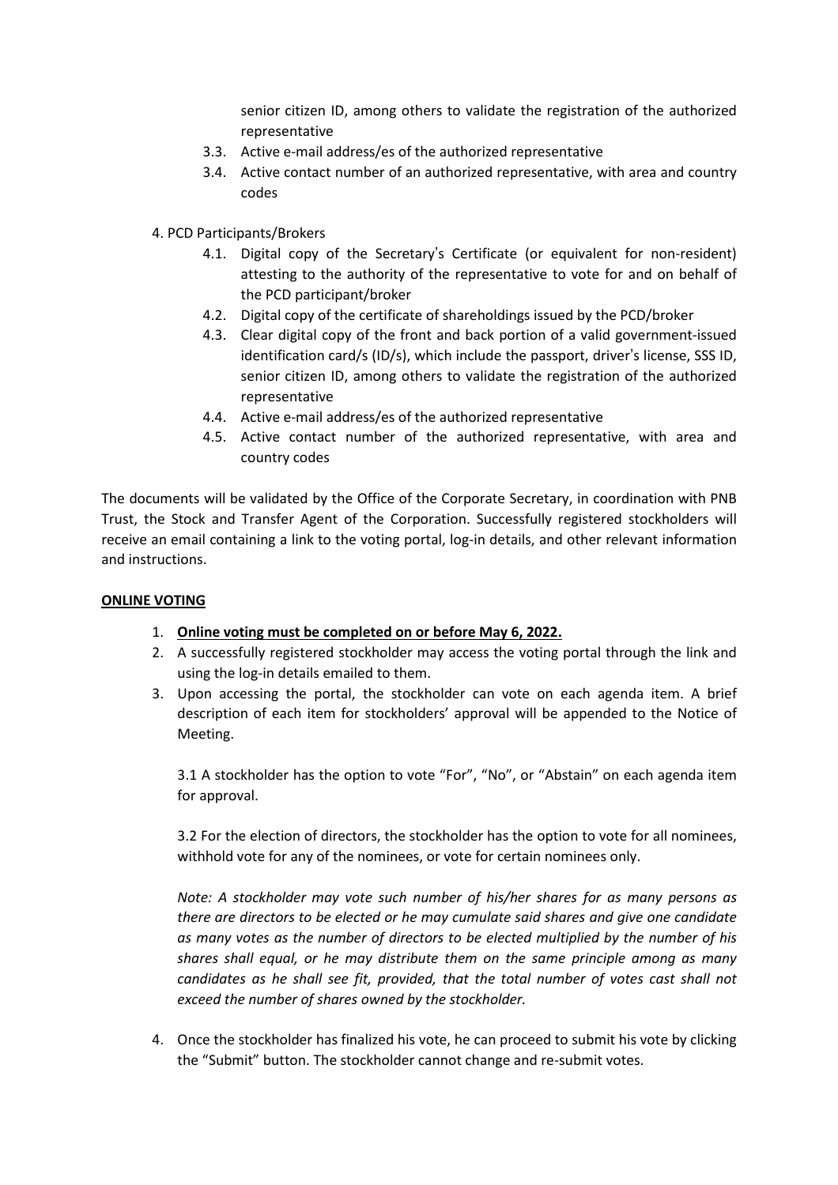senior citizen ID, among others to validate the registration of the authorized representative

3.3. Active e-mail address/es of the authorized representative
3.4. Active contact number of an authorized representative, with area and country codes

4. PCD Participants/Brokers
    4.1. Digital copy of the Secretary's Certificate (or equivalent for non-resident) attesting to the authority of the representative to vote for and on behalf of the PCD participant/broker
    4.2. Digital copy of the certificate of shareholdings issued by the PCD/broker
    4.3. Clear digital copy of the front and back portion of a valid government-issued identification card/s (ID/s), which include the passport, driver's license, SSS ID, senior citizen ID, among others to validate the registration of the authorized representative
    4.4. Active e-mail address/es of the authorized representative
    4.5. Active contact number of the authorized representative, with area and country codes

The documents will be validated by the Office of the Corporate Secretary, in coordination with PNB Trust, the Stock and Transfer Agent of the Corporation. Successfully registered stockholders will receive an email containing a link to the voting portal, log-in details, and other relevant information and instructions.

**ONLINE VOTING**

1. **Online voting must be completed on or before May 6, 2022.**
2. A successfully registered stockholder may access the voting portal through the link and using the log-in details emailed to them.
3. Upon accessing the portal, the stockholder can vote on each agenda item. A brief description of each item for stockholders' approval will be appended to the Notice of Meeting.

    3.1 A stockholder has the option to vote "For", "No", or "Abstain" on each agenda item for approval.

    3.2 For the election of directors, the stockholder has the option to vote for all nominees, withhold vote for any of the nominees, or vote for certain nominees only.

    *Note: A stockholder may vote such number of his/her shares for as many persons as there are directors to be elected or he may cumulate said shares and give one candidate as many votes as the number of directors to be elected multiplied by the number of his shares shall equal, or he may distribute them on the same principle among as many candidates as he shall see fit, provided, that the total number of votes cast shall not exceed the number of shares owned by the stockholder.*

4. Once the stockholder has finalized his vote, he can proceed to submit his vote by clicking the "Submit" button. The stockholder cannot change and re-submit votes.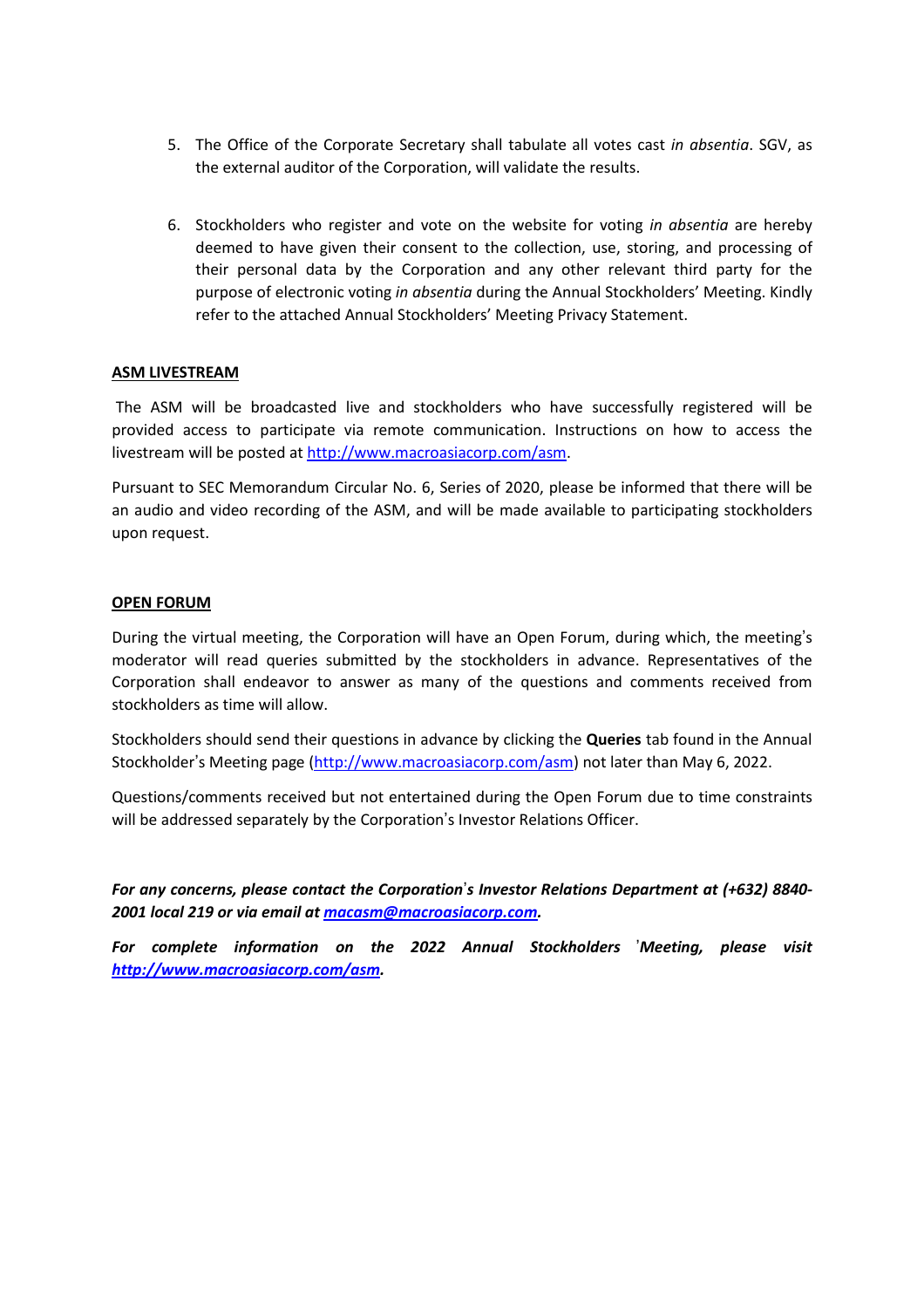5. The Office of the Corporate Secretary shall tabulate all votes cast *in absentia*. SGV, as the external auditor of the Corporation, will validate the results.

6. Stockholders who register and vote on the website for voting *in absentia* are hereby deemed to have given their consent to the collection, use, storing, and processing of their personal data by the Corporation and any other relevant third party for the purpose of electronic voting *in absentia* during the Annual Stockholders' Meeting. Kindly refer to the attached Annual Stockholders' Meeting Privacy Statement.

**ASM LIVESTREAM**

The ASM will be broadcasted live and stockholders who have successfully registered will be provided access to participate via remote communication. Instructions on how to access the livestream will be posted at [http://www.macroasiacorp.com/asm](http://www.macroasiacorp.com/asm).

Pursuant to SEC Memorandum Circular No. 6, Series of 2020, please be informed that there will be an audio and video recording of the ASM, and will be made available to participating stockholders upon request.

**OPEN FORUM**

During the virtual meeting, the Corporation will have an Open Forum, during which, the meeting's moderator will read queries submitted by the stockholders in advance. Representatives of the Corporation shall endeavor to answer as many of the questions and comments received from stockholders as time will allow.

Stockholders should send their questions in advance by clicking the **Queries** tab found in the Annual Stockholder's Meeting page ([http://www.macroasiacorp.com/asm](http://www.macroasiacorp.com/asm)) not later than May 6, 2022.

Questions/comments received but not entertained during the Open Forum due to time constraints will be addressed separately by the Corporation's Investor Relations Officer.

***For any concerns, please contact the Corporation's Investor Relations Department at (+632) 8840-2001 local 219 or via email at [macasm@macroasiacorp.com](mailto:macasm@macroasiacorp.com).***

***For complete information on the 2022 Annual Stockholders 'Meeting, please visit [http://www.macroasiacorp.com/asm](http://www.macroasiacorp.com/asm).***